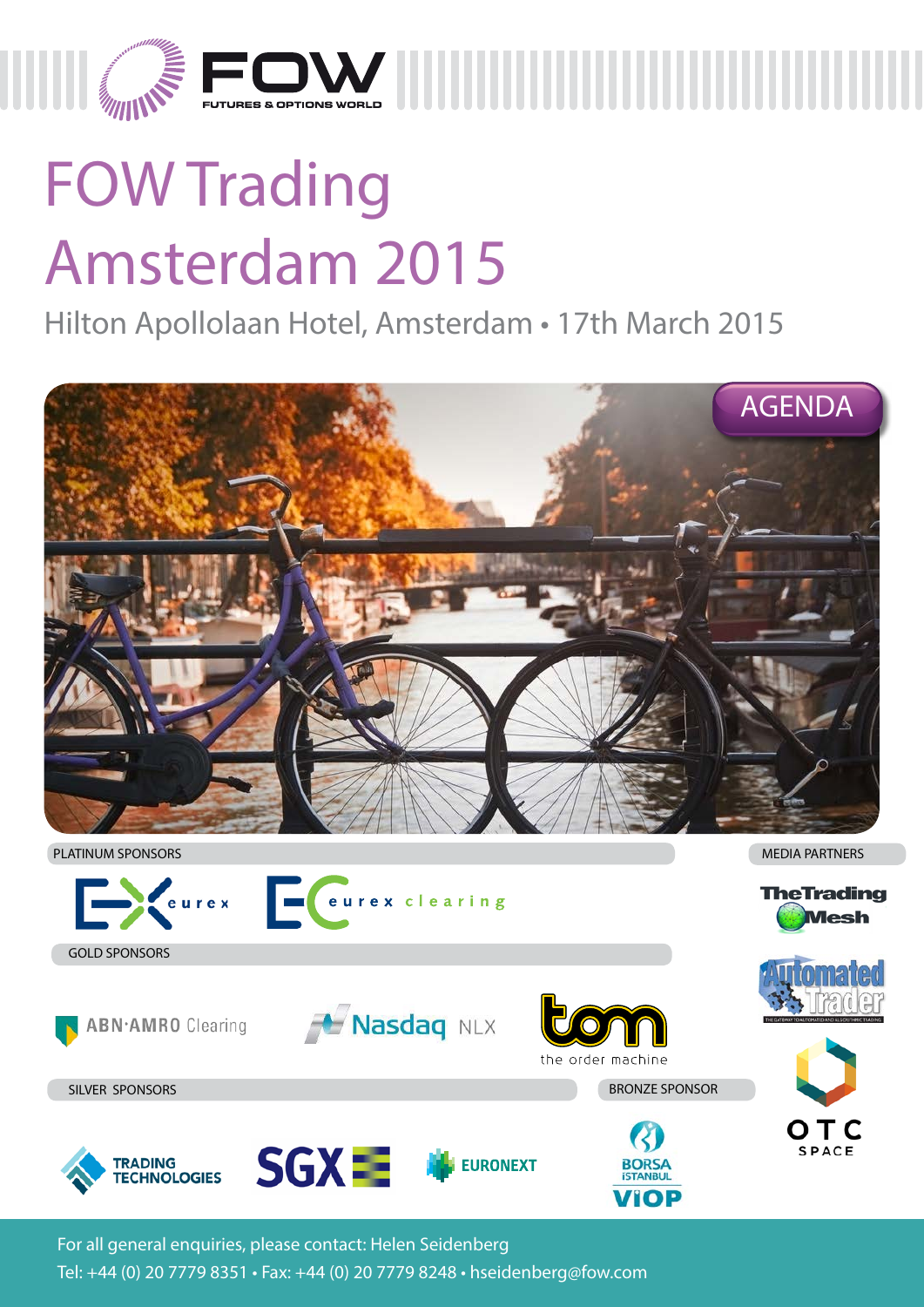FOW FUTURES & OPTIONS WORLD

# FOW Trading Amsterdam 2015

Hilton Apollolaan Hotel, Amsterdam • 17th March 2015

AGENDA

PLATINUM SPONSORS

eurex · eurex clearing

GOLD SPONSORS

ABN·AMRO Clearing · Nasdaq NLX · tom the order machine

SILVER SPONSORS

Trading Technologies · SGX · Euronext

BRONZE SPONSOR

Borsa İstanbul VİOP

MEDIA PARTNERS

The Trading Mesh · Automated Trader · OTC Space

For all general enquiries, please contact: Helen Seidenberg

Tel: +44 (0) 20 7779 8351 • Fax: +44 (0) 20 7779 8248 • hseidenberg@fow.com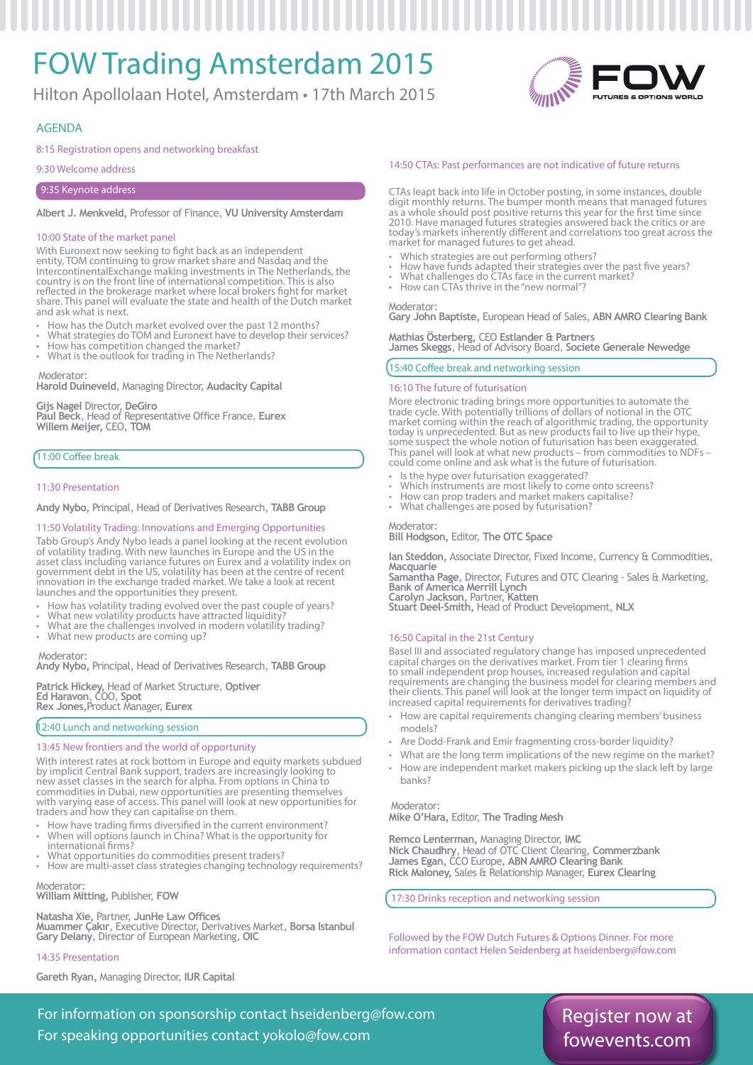# FOW Trading Amsterdam 2015

Hilton Apollolaan Hotel, Amsterdam • 17th March 2015

FOW FUTURES & OPTIONS WORLD

## AGENDA

8:15 Registration opens and networking breakfast

9:30 Welcome address

9:35 Keynote address

**Albert J. Menkveld,** Professor of Finance, **VU University Amsterdam**

### 10:00 State of the market panel

With Euronext now seeking to fight back as an independent entity, TOM continuing to grow market share and Nasdaq and the IntercontinentalExchange making investments in The Netherlands, the country is on the front line of international competition. This is also reflected in the brokerage market where local brokers fight for market share. This panel will evaluate the state and health of the Dutch market and ask what is next.

- How has the Dutch market evolved over the past 12 months?
- What strategies do TOM and Euronext have to develop their services?
- How has competition changed the market?
- What is the outlook for trading in The Netherlands?

Moderator:
**Harold Duineveld,** Managing Director, **Audacity Capital**

**Gijs Nagel** Director, **DeGiro**
**Paul Beck**, Head of Representative Office France, **Eurex**
**Willem Meijer,** CEO, **TOM**

11:00 Coffee break

### 11:30 Presentation

**Andy Nybo,** Principal, Head of Derivatives Research, **TABB Group**

### 11:50 Volatility Trading: Innovations and Emerging Opportunities

Tabb Group's Andy Nybo leads a panel looking at the recent evolution of volatility trading. With new launches in Europe and the US in the asset class including variance futures on Eurex and a volatility index on government debt in the US, volatility has been at the centre of recent innovation in the exchange traded market. We take a look at recent launches and the opportunities they present.

- How has volatility trading evolved over the past couple of years?
- What new volatility products have attracted liquidity?
- What are the challenges involved in modern volatility trading?
- What new products are coming up?

Moderator:
**Andy Nybo,** Principal, Head of Derivatives Research, **TABB Group**

**Patrick Hickey,** Head of Market Structure, **Optiver**
**Ed Haravon**, COO, **Spot**
**Rex Jones,**Product Manager, **Eurex**

12:40 Lunch and networking session

### 13:45 New frontiers and the world of opportunity

With interest rates at rock bottom in Europe and equity markets subdued by implicit Central Bank support, traders are increasingly looking to new asset classes in the search for alpha. From options in China to commodities in Dubai, new opportunities are presenting themselves with varying ease of access. This panel will look at new opportunities for traders and how they can capitalise on them.

- How have trading firms diversified in the current environment?
- When will options launch in China? What is the opportunity for international firms?
- What opportunities do commodities present traders?
- How are multi-asset class strategies changing technology requirements?

Moderator:
**William Mitting,** Publisher, **FOW**

**Natasha Xie,** Partner, **JunHe Law Offices**
**Muammer Çakır,** Executive Director, Derivatives Market, **Borsa Istanbul**
**Gary Delany**, Director of European Marketing, **OIC**

### 14:35 Presentation

**Gareth Ryan,** Managing Director, **IUR Capital**

### 14:50 CTAs: Past performances are not indicative of future returns

CTAs leapt back into life in October posting, in some instances, double digit monthly returns. The bumper month means that managed futures as a whole should post positive returns this year for the first time since 2010. Have managed futures strategies answered back the critics or are today's markets inherently different and correlations too great across the market for managed futures to get ahead.

- Which strategies are out performing others?
- How have funds adapted their strategies over the past five years?
- What challenges do CTAs face in the current market?
- How can CTAs thrive in the "new normal"?

Moderator:
**Gary John Baptiste,** European Head of Sales, **ABN AMRO Clearing Bank**

**Mathias Österberg,** CEO **Estlander & Partners**
**James Skeggs,** Head of Advisory Board, **Societe Generale Newedge**

15:40 Coffee break and networking session

### 16:10 The future of futurisation

More electronic trading brings more opportunities to automate the trade cycle. With potentially trillions of dollars of notional in the OTC market coming within the reach of algorithmic trading, the opportunity today is unprecedented. But as new products fail to live up their hype, some suspect the whole notion of futurisation has been exaggerated. This panel will look at what new products – from commodities to NDFs – could come online and ask what is the future of futurisation.

- Is the hype over futurisation exaggerated?
- Which instruments are most likely to come onto screens?
- How can prop traders and market makers capitalise?
- What challenges are posed by futurisation?

Moderator:
**Bill Hodgson,** Editor, **The OTC Space**

**Ian Steddon,** Associate Director, Fixed Income, Currency & Commodities, **Macquarie**
**Samantha Page,** Director, Futures and OTC Clearing - Sales & Marketing, **Bank of America Merrill Lynch**
**Carolyn Jackson,** Partner, **Katten**
**Stuart Deel-Smith,** Head of Product Development, **NLX**

### 16:50 Capital in the 21st Century

Basel III and associated regulatory change has imposed unprecedented capital charges on the derivatives market. From tier 1 clearing firms to small independent prop houses, increased regulation and capital requirements are changing the business model for clearing members and their clients. This panel will look at the longer term impact on liquidity of increased capital requirements for derivatives trading?

- How are capital requirements changing clearing members' business models?
- Are Dodd-Frank and Emir fragmenting cross-border liquidity?
- What are the long term implications of the new regime on the market?
- How are independent market makers picking up the slack left by large banks?

Moderator:
**Mike O'Hara,** Editor, **The Trading Mesh**

**Remco Lenterman,** Managing Director, **IMC**
**Nick Chaudhry,** Head of OTC Client Clearing, **Commerzbank**
**James Egan,** CCO Europe, **ABN AMRO Clearing Bank**
**Rick Maloney,** Sales & Relationship Manager, **Eurex Clearing**

17:30 Drinks reception and networking session

Followed by the FOW Dutch Futures & Options Dinner. For more information contact Helen Seidenberg at hseidenberg@fow.com

For information on sponsorship contact hseidenberg@fow.com
For speaking opportunities contact yokolo@fow.com

Register now at fowevents.com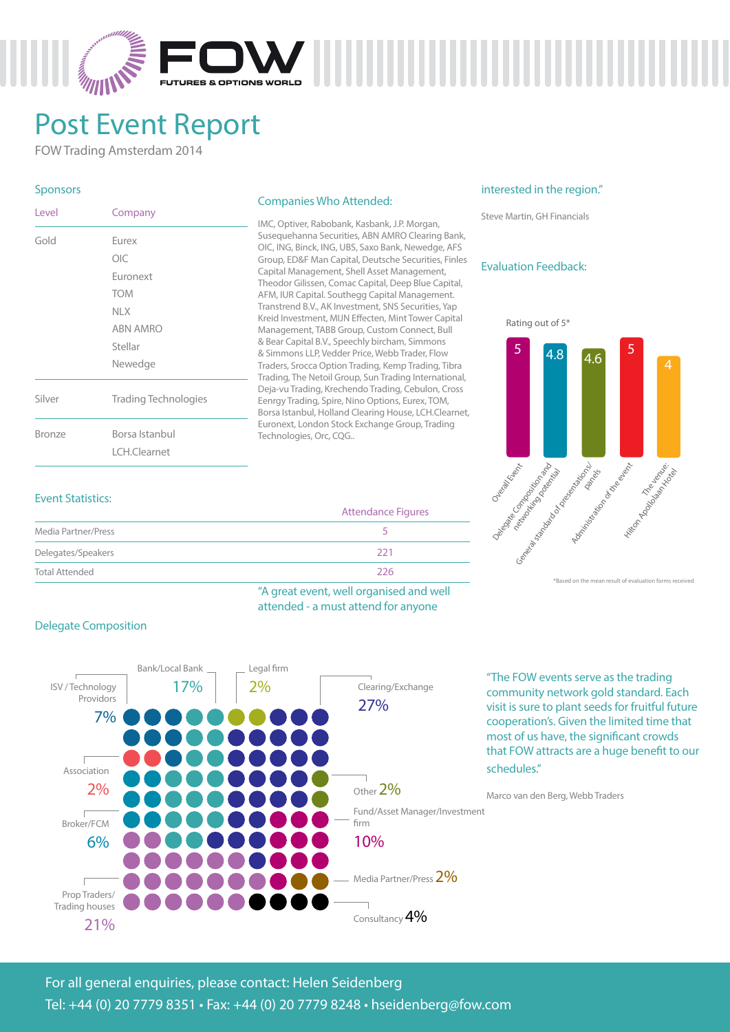FOW

FUTURES & OPTIONS WORLD

# Post Event Report

FOW Trading Amsterdam 2014

## Sponsors

| Level | Company |
|---|---|
| Gold | Eurex<br>OIC<br>Euronext<br>TOM<br>NLX<br>ABN AMRO<br>Stellar<br>Newedge |
| Silver | Trading Technologies |
| Bronze | Borsa Istanbul<br>LCH.Clearnet |

## Companies Who Attended:

IMC, Optiver, Rabobank, Kasbank, J.P. Morgan, Susequehanna Securities, ABN AMRO Clearing Bank, OIC, ING, Binck, ING, UBS, Saxo Bank, Newedge, AFS Group, ED&F Man Capital, Deutsche Securities, Finles Capital Management, Shell Asset Management, Theodor Gilissen, Comac Capital, Deep Blue Capital, AFM, IUR Capital. Southegg Capital Management. Transtrend B.V., AK Investment, SNS Securities, Yap Kreid Investment, MIJN Effecten, Mint Tower Capital Management, TABB Group, Custom Connect, Bull & Bear Capital B.V., Speechly bircham, Simmons & Simmons LLP, Vedder Price, Webb Trader, Flow Traders, Srocca Option Trading, Kemp Trading, Tibra Trading, The Netoil Group, Sun Trading International, Deja-vu Trading, Krechendo Trading, Cebulon, Cross Eenrgy Trading, Spire, Nino Options, Eurex, TOM, Borsa Istanbul, Holland Clearing House, LCH.Clearnet, Euronext, London Stock Exchange Group, Trading Technologies, Orc, CQG..

interested in the region."

Steve Martin, GH Financials

## Evaluation Feedback:

Rating out of 5*

5
4.8
4.6
5
4

Overall Event
Delegate Composition and networking potential
General standard of presentations/ panels
Administration of the event
The venue: Hilton Apollolaan Hotel

*Based on the mean result of evaluation forms received

## Event Statistics:

| | Attendance Figures |
|---|---|
| Media Partner/Press | 5 |
| Delegates/Speakers | 221 |
| Total Attended | 226 |

"A great event, well organised and well attended - a must attend for anyone

## Delegate Composition

ISV / Technology Providors 7%
Bank/Local Bank 17%
Legal firm 2%
Clearing/Exchange 27%
Association 2%
Other 2%
Broker/FCM 6%
Fund/Asset Manager/Investment firm 10%
Media Partner/Press 2%
Prop Traders/ Trading houses 21%
Consultancy 4%

"The FOW events serve as the trading community network gold standard. Each visit is sure to plant seeds for fruitful future cooperation's. Given the limited time that most of us have, the significant crowds that FOW attracts are a huge benefit to our schedules."

Marco van den Berg, Webb Traders

For all general enquiries, please contact: Helen Seidenberg
Tel: +44 (0) 20 7779 8351 • Fax: +44 (0) 20 7779 8248 • hseidenberg@fow.com